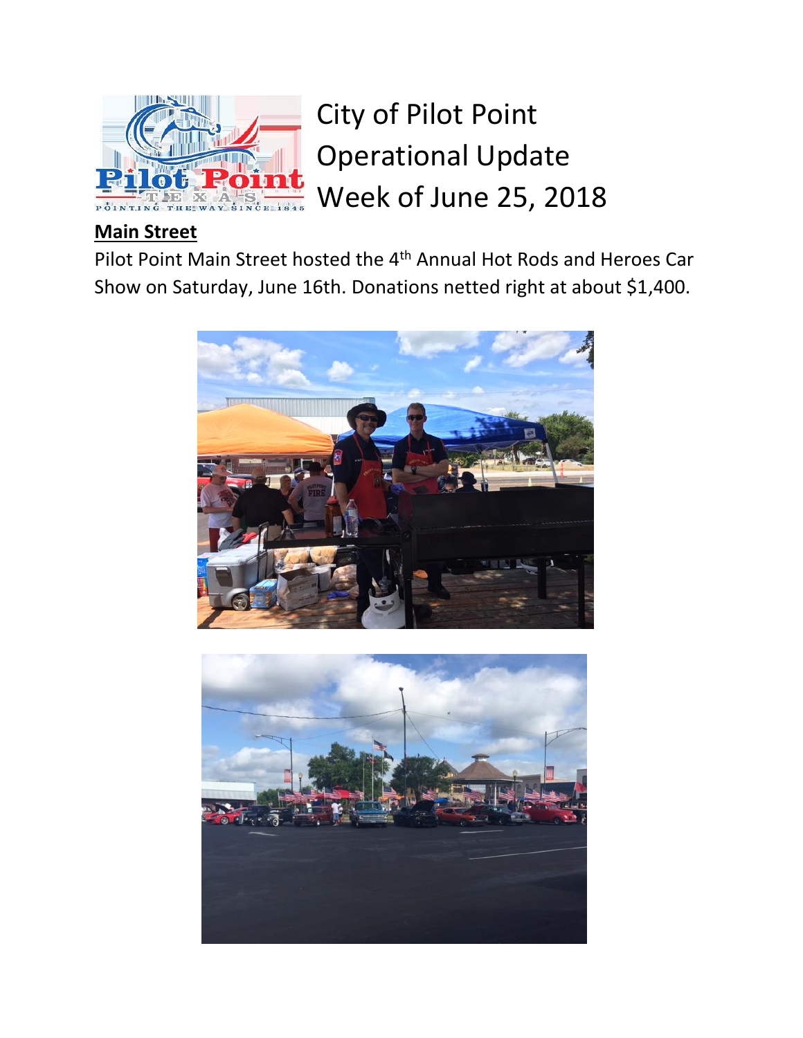# City of Pilot Point Operational Update Week of June 25, 2018

## Main Street

Pilot Point Main Street hosted the 4th Annual Hot Rods and Heroes Car Show on Saturday, June 16th. Donations netted right at about $1,400.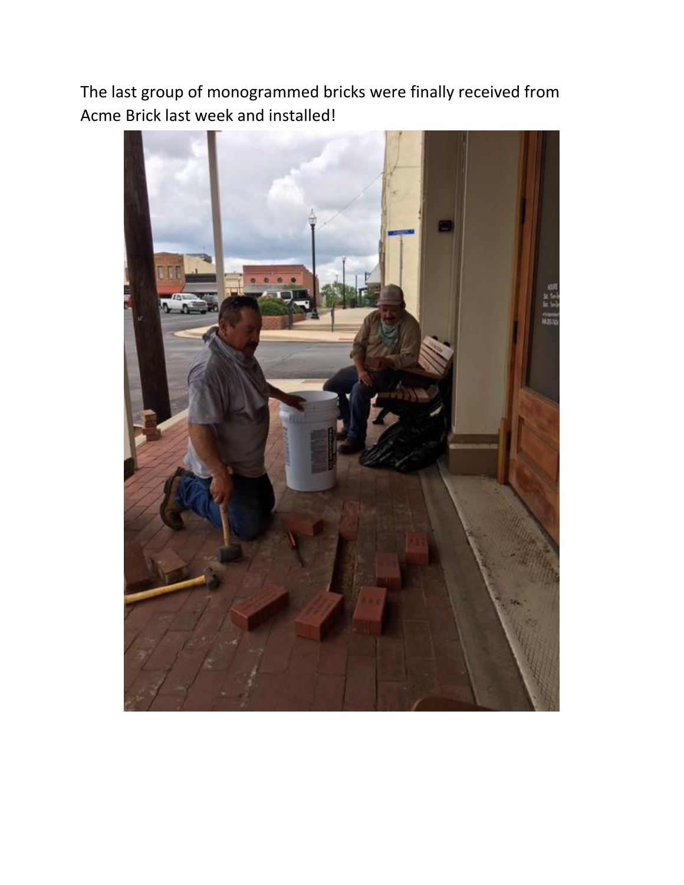The last group of monogrammed bricks were finally received from Acme Brick last week and installed!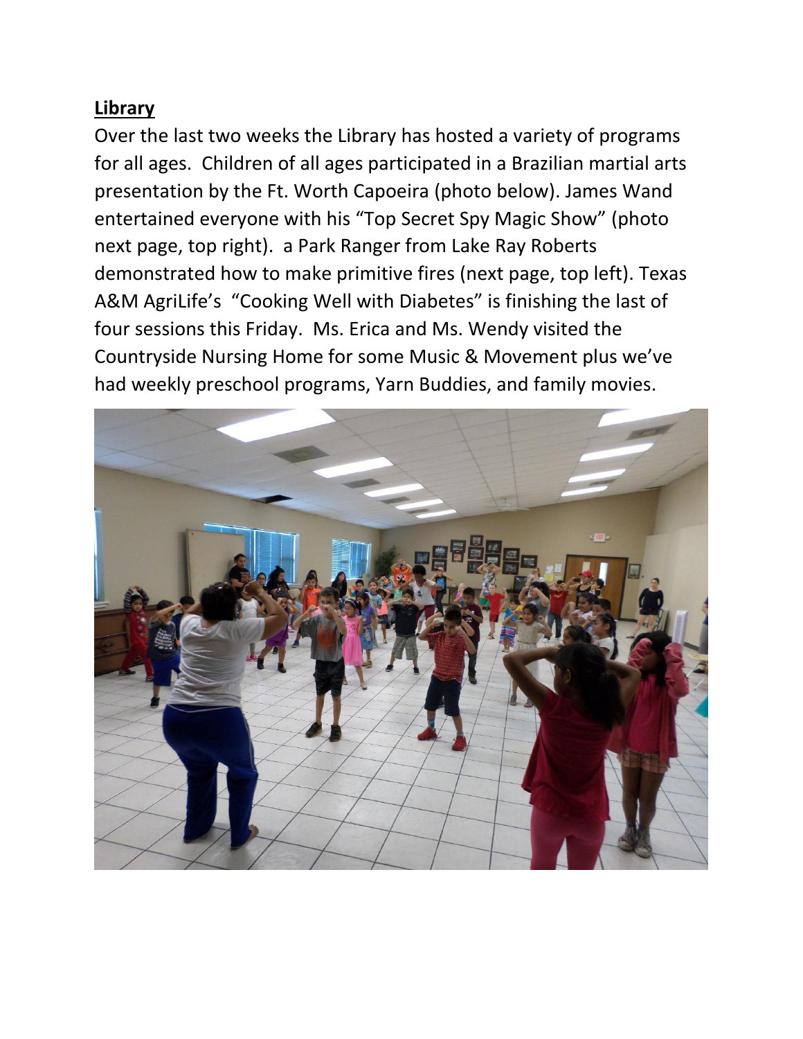**Library**

Over the last two weeks the Library has hosted a variety of programs for all ages. Children of all ages participated in a Brazilian martial arts presentation by the Ft. Worth Capoeira (photo below). James Wand entertained everyone with his "Top Secret Spy Magic Show" (photo next page, top right). a Park Ranger from Lake Ray Roberts demonstrated how to make primitive fires (next page, top left). Texas A&M AgriLife's "Cooking Well with Diabetes" is finishing the last of four sessions this Friday. Ms. Erica and Ms. Wendy visited the Countryside Nursing Home for some Music & Movement plus we've had weekly preschool programs, Yarn Buddies, and family movies.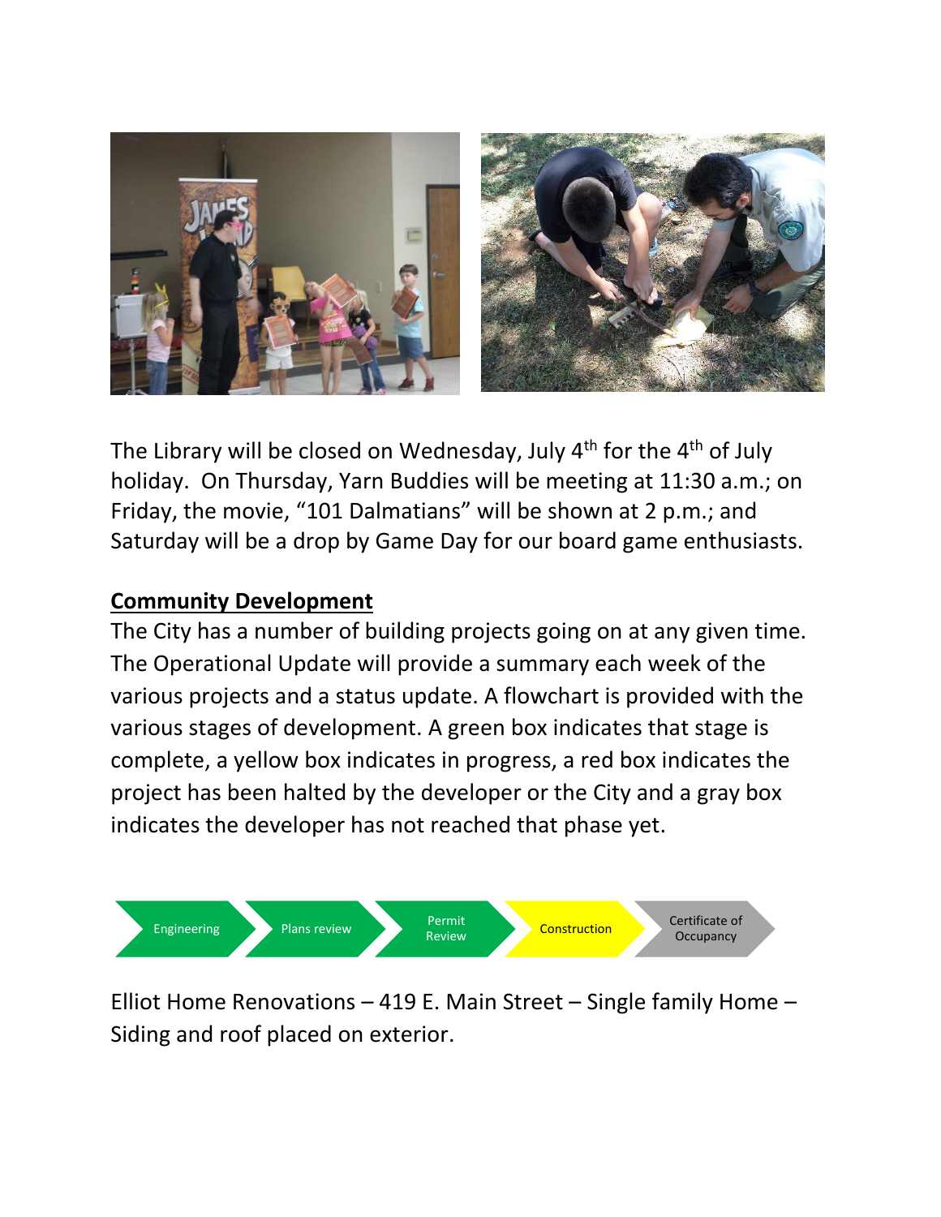The Library will be closed on Wednesday, July 4th for the 4th of July holiday. On Thursday, Yarn Buddies will be meeting at 11:30 a.m.; on Friday, the movie, “101 Dalmatians” will be shown at 2 p.m.; and Saturday will be a drop by Game Day for our board game enthusiasts.

## Community Development

The City has a number of building projects going on at any given time. The Operational Update will provide a summary each week of the various projects and a status update. A flowchart is provided with the various stages of development. A green box indicates that stage is complete, a yellow box indicates in progress, a red box indicates the project has been halted by the developer or the City and a gray box indicates the developer has not reached that phase yet.

Engineering → Plans review → Permit Review → Construction → Certificate of Occupancy

Elliot Home Renovations – 419 E. Main Street – Single family Home – Siding and roof placed on exterior.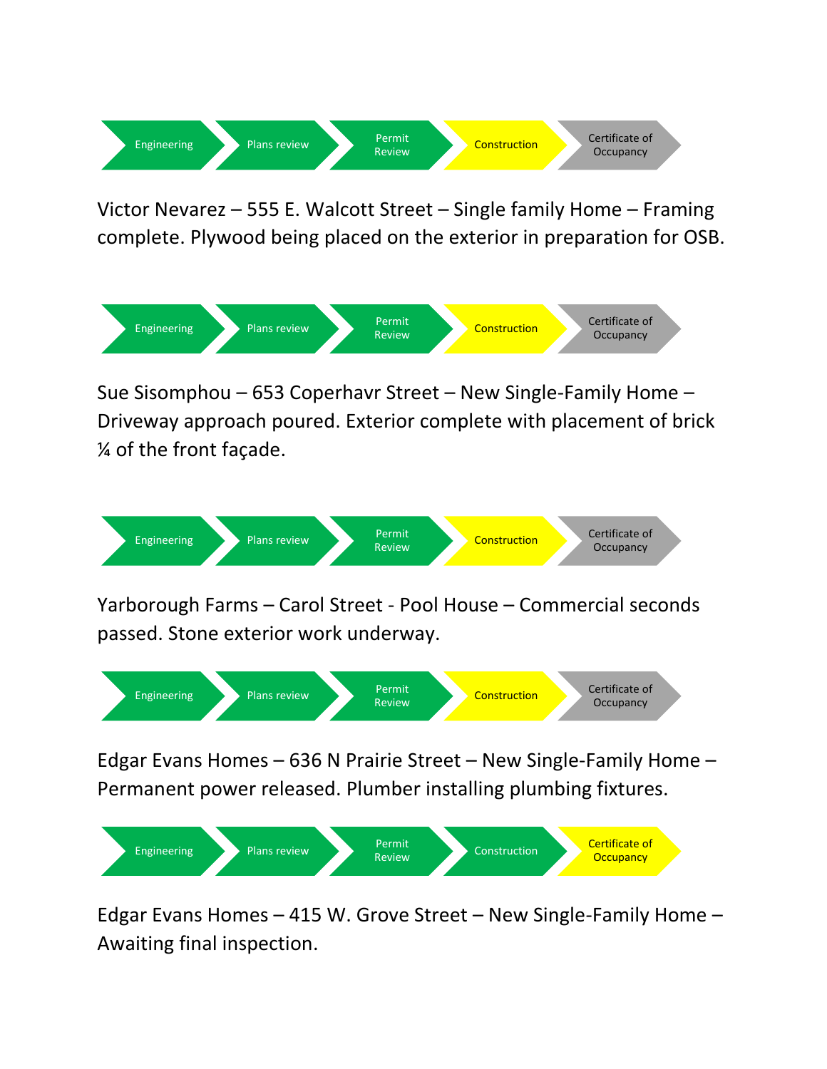Engineering → Plans review → Permit Review → Construction → Certificate of Occupancy

Victor Nevarez – 555 E. Walcott Street – Single family Home – Framing complete. Plywood being placed on the exterior in preparation for OSB.

Engineering → Plans review → Permit Review → Construction → Certificate of Occupancy

Sue Sisomphou – 653 Coperhavr Street – New Single-Family Home – Driveway approach poured. Exterior complete with placement of brick ¼ of the front façade.

Engineering → Plans review → Permit Review → Construction → Certificate of Occupancy

Yarborough Farms – Carol Street - Pool House – Commercial seconds passed. Stone exterior work underway.

Engineering → Plans review → Permit Review → Construction → Certificate of Occupancy

Edgar Evans Homes – 636 N Prairie Street – New Single-Family Home – Permanent power released. Plumber installing plumbing fixtures.

Engineering → Plans review → Permit Review → Construction → Certificate of Occupancy

Edgar Evans Homes – 415 W. Grove Street – New Single-Family Home – Awaiting final inspection.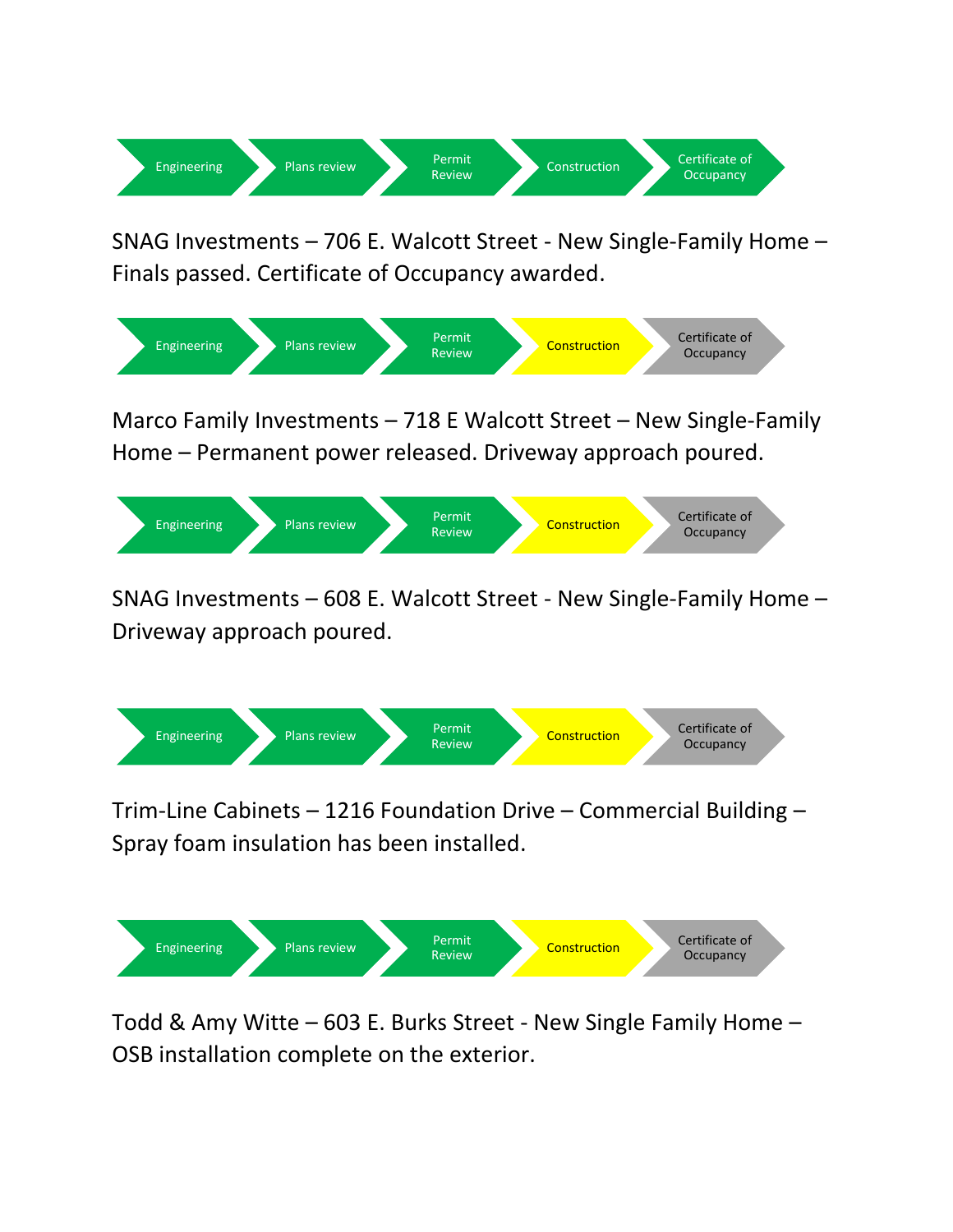Engineering → Plans review → Permit Review → Construction → Certificate of Occupancy

SNAG Investments – 706 E. Walcott Street - New Single-Family Home – Finals passed. Certificate of Occupancy awarded.

Engineering → Plans review → Permit Review → Construction → Certificate of Occupancy

Marco Family Investments – 718 E Walcott Street – New Single-Family Home – Permanent power released. Driveway approach poured.

Engineering → Plans review → Permit Review → Construction → Certificate of Occupancy

SNAG Investments – 608 E. Walcott Street - New Single-Family Home – Driveway approach poured.

Engineering → Plans review → Permit Review → Construction → Certificate of Occupancy

Trim-Line Cabinets – 1216 Foundation Drive – Commercial Building – Spray foam insulation has been installed.

Engineering → Plans review → Permit Review → Construction → Certificate of Occupancy

Todd & Amy Witte – 603 E. Burks Street - New Single Family Home – OSB installation complete on the exterior.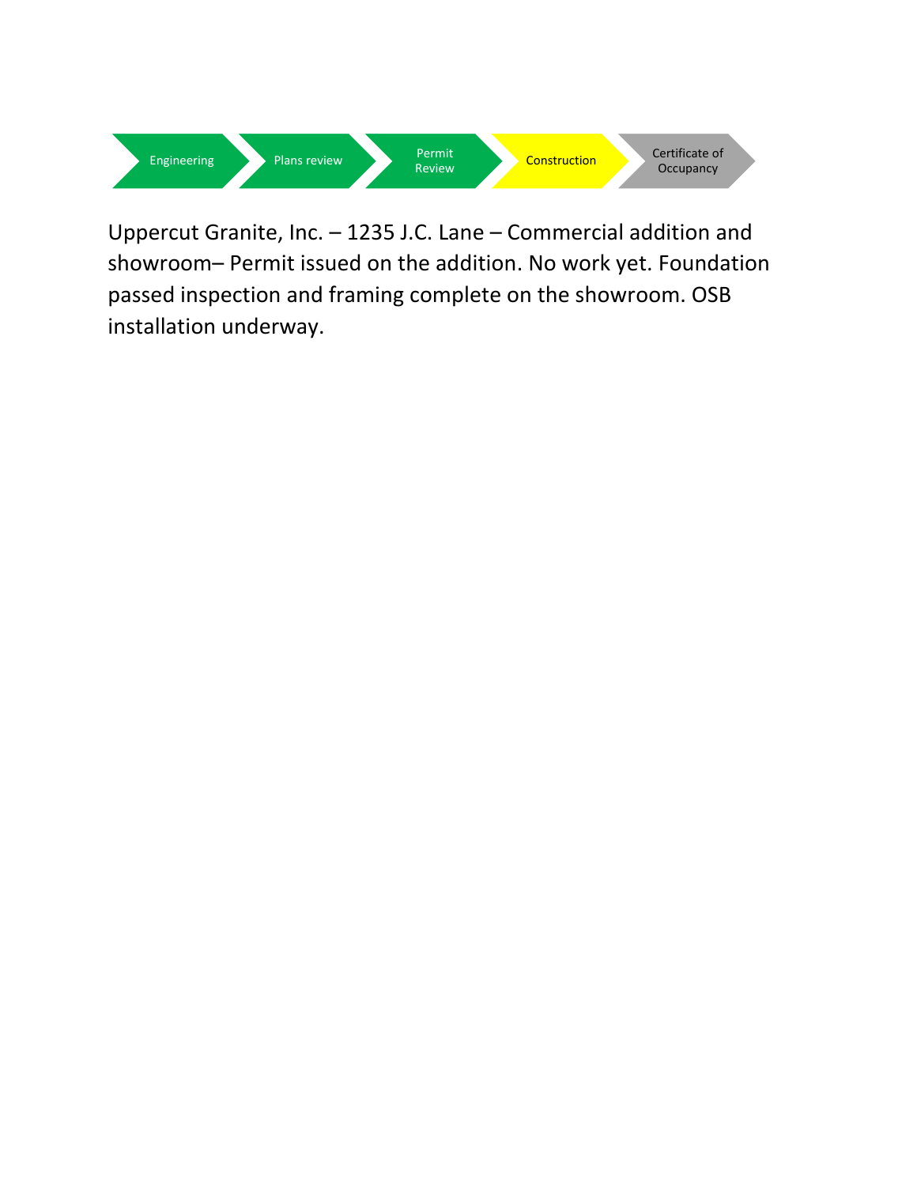Engineering

Plans review

Permit Review

Construction

Certificate of Occupancy

Uppercut Granite, Inc. – 1235 J.C. Lane – Commercial addition and showroom– Permit issued on the addition. No work yet. Foundation passed inspection and framing complete on the showroom. OSB installation underway.